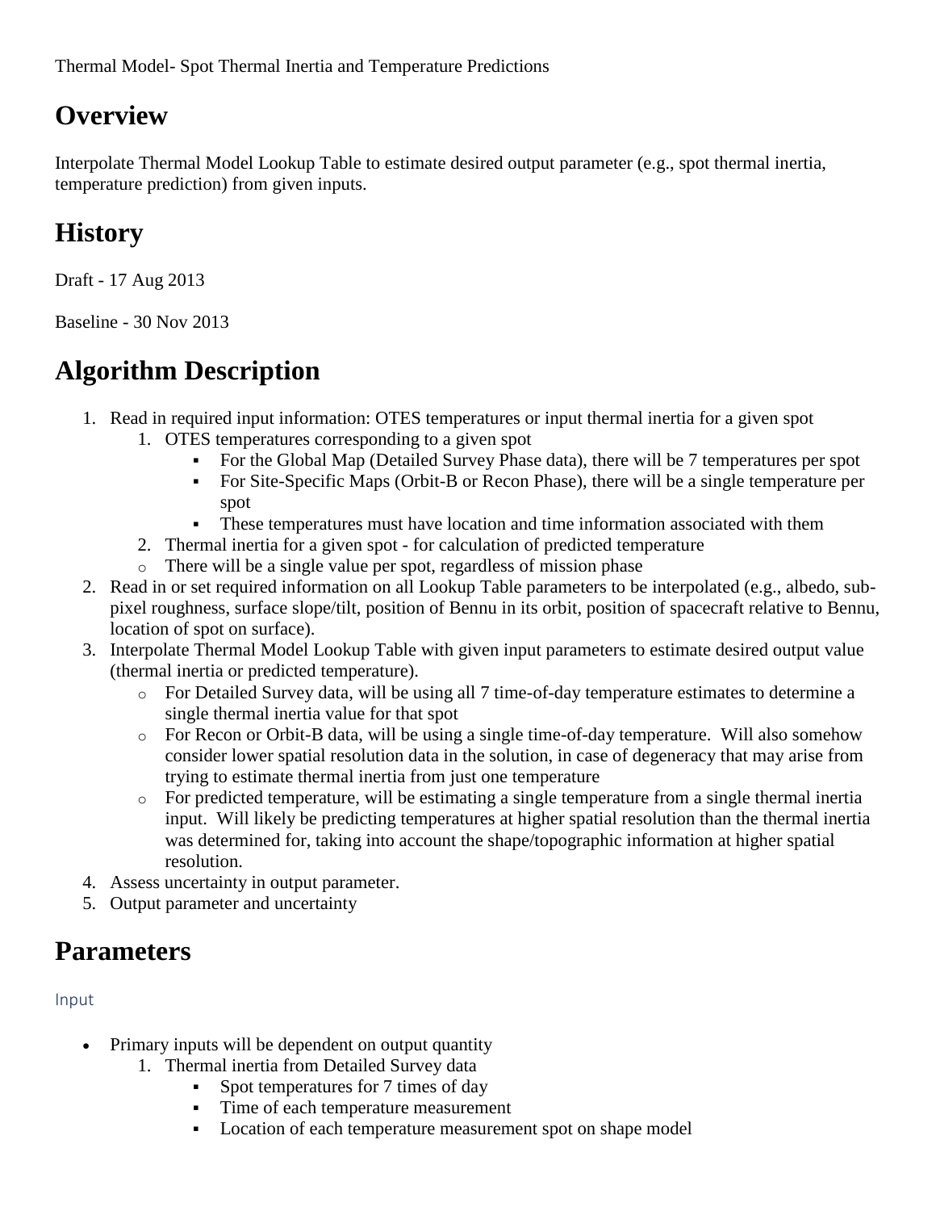Thermal Model- Spot Thermal Inertia and Temperature Predictions

# Overview

Interpolate Thermal Model Lookup Table to estimate desired output parameter (e.g., spot thermal inertia, temperature prediction) from given inputs.

# History

Draft - 17 Aug 2013

Baseline - 30 Nov 2013

# Algorithm Description

1. Read in required input information: OTES temperatures or input thermal inertia for a given spot
    1. OTES temperatures corresponding to a given spot
        - For the Global Map (Detailed Survey Phase data), there will be 7 temperatures per spot
        - For Site-Specific Maps (Orbit-B or Recon Phase), there will be a single temperature per spot
        - These temperatures must have location and time information associated with them
    2. Thermal inertia for a given spot - for calculation of predicted temperature
    - There will be a single value per spot, regardless of mission phase
2. Read in or set required information on all Lookup Table parameters to be interpolated (e.g., albedo, sub-pixel roughness, surface slope/tilt, position of Bennu in its orbit, position of spacecraft relative to Bennu, location of spot on surface).
3. Interpolate Thermal Model Lookup Table with given input parameters to estimate desired output value (thermal inertia or predicted temperature).
    - For Detailed Survey data, will be using all 7 time-of-day temperature estimates to determine a single thermal inertia value for that spot
    - For Recon or Orbit-B data, will be using a single time-of-day temperature. Will also somehow consider lower spatial resolution data in the solution, in case of degeneracy that may arise from trying to estimate thermal inertia from just one temperature
    - For predicted temperature, will be estimating a single temperature from a single thermal inertia input. Will likely be predicting temperatures at higher spatial resolution than the thermal inertia was determined for, taking into account the shape/topographic information at higher spatial resolution.
4. Assess uncertainty in output parameter.
5. Output parameter and uncertainty

# Parameters

### Input

- Primary inputs will be dependent on output quantity
    1. Thermal inertia from Detailed Survey data
        - Spot temperatures for 7 times of day
        - Time of each temperature measurement
        - Location of each temperature measurement spot on shape model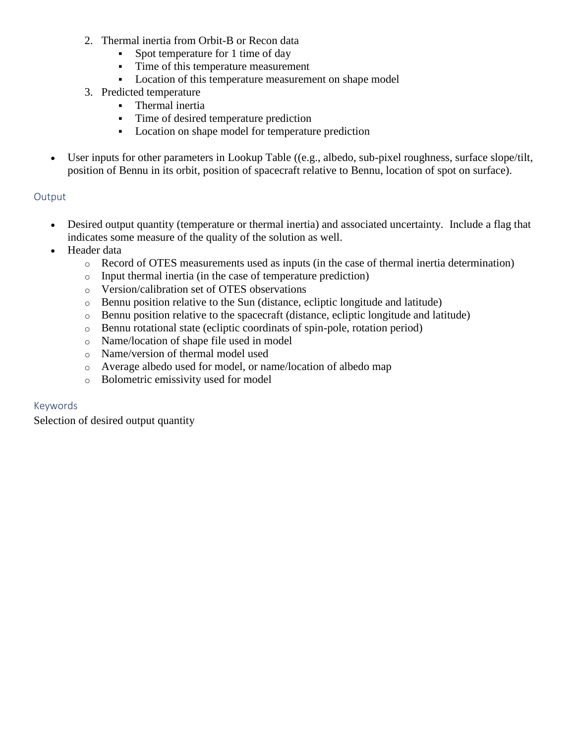2. Thermal inertia from Orbit-B or Recon data
    - Spot temperature for 1 time of day
    - Time of this temperature measurement
    - Location of this temperature measurement on shape model
3. Predicted temperature
    - Thermal inertia
    - Time of desired temperature prediction
    - Location on shape model for temperature prediction

- User inputs for other parameters in Lookup Table ((e.g., albedo, sub-pixel roughness, surface slope/tilt, position of Bennu in its orbit, position of spacecraft relative to Bennu, location of spot on surface).

### Output

- Desired output quantity (temperature or thermal inertia) and associated uncertainty. Include a flag that indicates some measure of the quality of the solution as well.
- Header data
    - Record of OTES measurements used as inputs (in the case of thermal inertia determination)
    - Input thermal inertia (in the case of temperature prediction)
    - Version/calibration set of OTES observations
    - Bennu position relative to the Sun (distance, ecliptic longitude and latitude)
    - Bennu position relative to the spacecraft (distance, ecliptic longitude and latitude)
    - Bennu rotational state (ecliptic coordinats of spin-pole, rotation period)
    - Name/location of shape file used in model
    - Name/version of thermal model used
    - Average albedo used for model, or name/location of albedo map
    - Bolometric emissivity used for model

### Keywords

Selection of desired output quantity